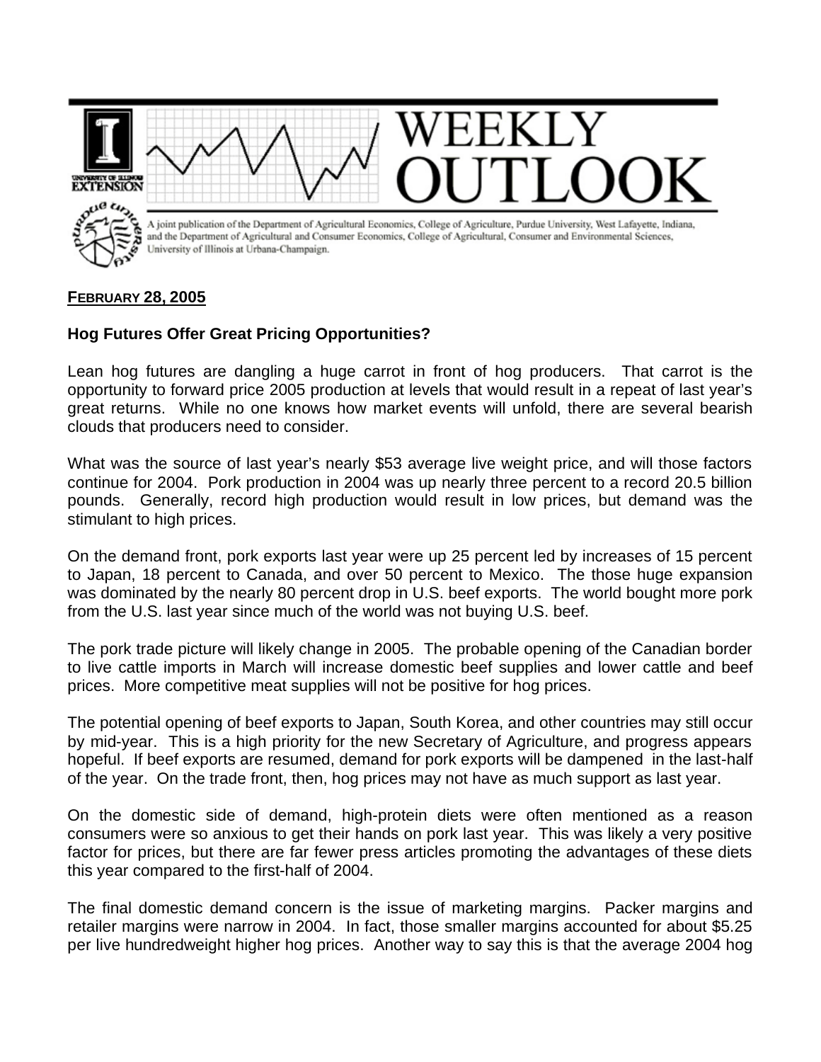# WEEKLY OUTLOOK

A joint publication of the Department of Agricultural Economics, College of Agriculture, Purdue University, West Lafayette, Indiana, and the Department of Agricultural and Consumer Economics, College of Agricultural, Consumer and Environmental Sciences, University of Illinois at Urbana-Champaign.

**FEBRUARY 28, 2005**

**Hog Futures Offer Great Pricing Opportunities?**

Lean hog futures are dangling a huge carrot in front of hog producers. That carrot is the opportunity to forward price 2005 production at levels that would result in a repeat of last year's great returns. While no one knows how market events will unfold, there are several bearish clouds that producers need to consider.

What was the source of last year's nearly $53 average live weight price, and will those factors continue for 2004. Pork production in 2004 was up nearly three percent to a record 20.5 billion pounds. Generally, record high production would result in low prices, but demand was the stimulant to high prices.

On the demand front, pork exports last year were up 25 percent led by increases of 15 percent to Japan, 18 percent to Canada, and over 50 percent to Mexico. The those huge expansion was dominated by the nearly 80 percent drop in U.S. beef exports. The world bought more pork from the U.S. last year since much of the world was not buying U.S. beef.

The pork trade picture will likely change in 2005. The probable opening of the Canadian border to live cattle imports in March will increase domestic beef supplies and lower cattle and beef prices. More competitive meat supplies will not be positive for hog prices.

The potential opening of beef exports to Japan, South Korea, and other countries may still occur by mid-year. This is a high priority for the new Secretary of Agriculture, and progress appears hopeful. If beef exports are resumed, demand for pork exports will be dampened in the last-half of the year. On the trade front, then, hog prices may not have as much support as last year.

On the domestic side of demand, high-protein diets were often mentioned as a reason consumers were so anxious to get their hands on pork last year. This was likely a very positive factor for prices, but there are far fewer press articles promoting the advantages of these diets this year compared to the first-half of 2004.

The final domestic demand concern is the issue of marketing margins. Packer margins and retailer margins were narrow in 2004. In fact, those smaller margins accounted for about $5.25 per live hundredweight higher hog prices. Another way to say this is that the average 2004 hog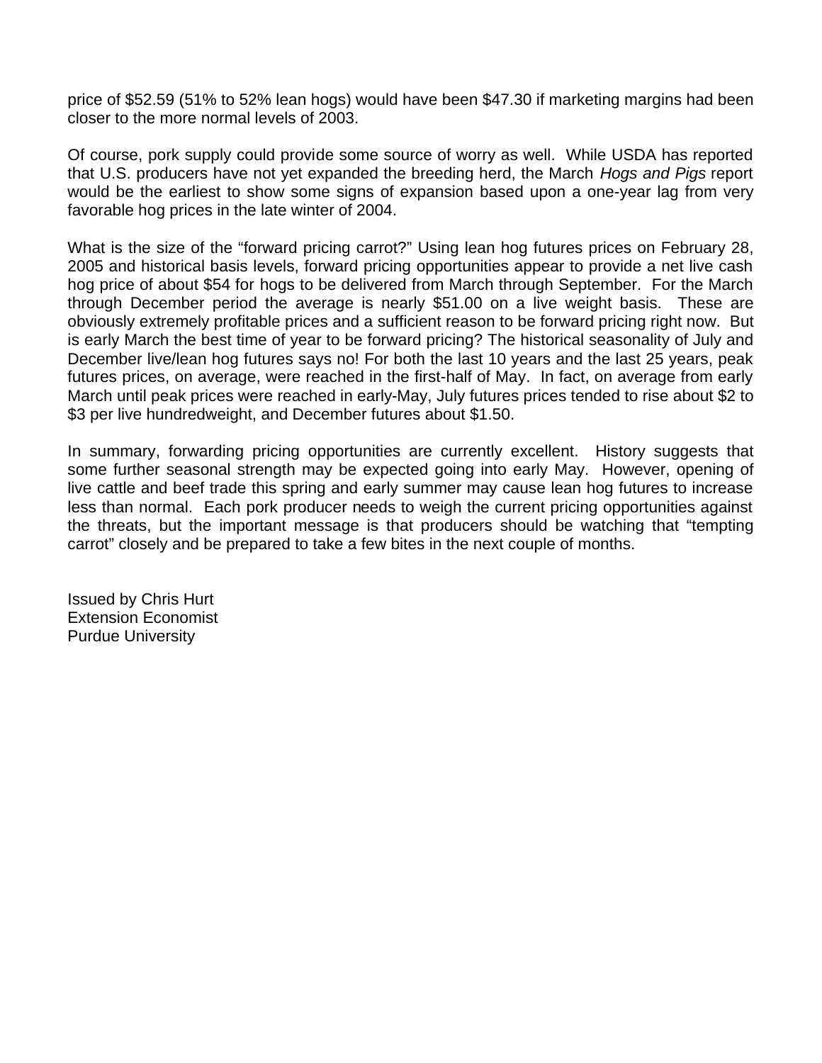price of $52.59 (51% to 52% lean hogs) would have been $47.30 if marketing margins had been closer to the more normal levels of 2003.

Of course, pork supply could provide some source of worry as well. While USDA has reported that U.S. producers have not yet expanded the breeding herd, the March *Hogs and Pigs* report would be the earliest to show some signs of expansion based upon a one-year lag from very favorable hog prices in the late winter of 2004.

What is the size of the "forward pricing carrot?" Using lean hog futures prices on February 28, 2005 and historical basis levels, forward pricing opportunities appear to provide a net live cash hog price of about $54 for hogs to be delivered from March through September. For the March through December period the average is nearly $51.00 on a live weight basis. These are obviously extremely profitable prices and a sufficient reason to be forward pricing right now. But is early March the best time of year to be forward pricing? The historical seasonality of July and December live/lean hog futures says no! For both the last 10 years and the last 25 years, peak futures prices, on average, were reached in the first-half of May. In fact, on average from early March until peak prices were reached in early-May, July futures prices tended to rise about $2 to $3 per live hundredweight, and December futures about $1.50.

In summary, forwarding pricing opportunities are currently excellent. History suggests that some further seasonal strength may be expected going into early May. However, opening of live cattle and beef trade this spring and early summer may cause lean hog futures to increase less than normal. Each pork producer needs to weigh the current pricing opportunities against the threats, but the important message is that producers should be watching that "tempting carrot" closely and be prepared to take a few bites in the next couple of months.

Issued by Chris Hurt
Extension Economist
Purdue University